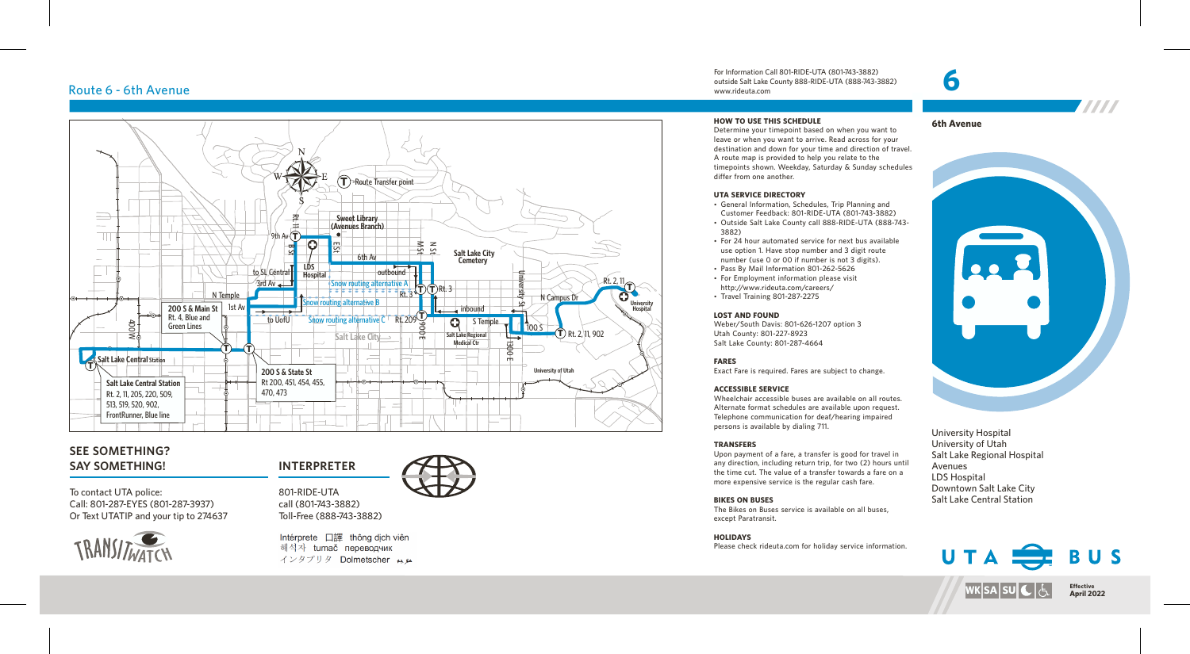# Route 6 - 6th Avenue

For Information Call 801-RIDE-UTA (801-743-3882)
outside Salt Lake County 888-RIDE-UTA (888-743-3882)
www.rideuta.com

# 6

**6th Avenue**

University Hospital
University of Utah
Salt Lake Regional Hospital
Avenues
LDS Hospital
Downtown Salt Lake City
Salt Lake Central Station

Route Transfer point

Salt Lake Central Station: Rt. 2, 11, 205, 220, 509, 513, 519, 520, 902, FrontRunner, Blue line

200 S & Main St: Rt. 4, Blue and Green Lines

200 S & State St: Rt 200, 451, 454, 455, 470, 473

Sweet Library (Avenues Branch)

LDS Hospital

Salt Lake City Cemetery

Salt Lake Regional Medical Ctr

University of Utah

University Hospital

Snow routing alternative A
Snow routing alternative B
Snow routing alternative C

## SEE SOMETHING? SAY SOMETHING!

To contact UTA police:
Call: 801-287-EYES (801-287-3937)
Or Text UTATIP and your tip to 274637

## INTERPRETER

801-RIDE-UTA
call (801-743-3882)
Toll-Free (888-743-3882)

Intérprete 口譯 thông dịch viên 해석자 tumač переводчик インタプリタ Dolmetscher مترجم

### HOW TO USE THIS SCHEDULE

Determine your timepoint based on when you want to leave or when you want to arrive. Read across for your destination and down for your time and direction of travel. A route map is provided to help you relate to the timepoints shown. Weekday, Saturday & Sunday schedules differ from one another.

### UTA SERVICE DIRECTORY

- General Information, Schedules, Trip Planning and Customer Feedback: 801-RIDE-UTA (801-743-3882)
- Outside Salt Lake County call 888-RIDE-UTA (888-743-3882)
- For 24 hour automated service for next bus available use option 1. Have stop number and 3 digit route number (use 0 or 00 if number is not 3 digits).
- Pass By Mail Information 801-262-5626
- For Employment information please visit http://www.rideuta.com/careers/
- Travel Training 801-287-2275

### LOST AND FOUND

Weber/South Davis: 801-626-1207 option 3
Utah County: 801-227-8923
Salt Lake County: 801-287-4664

### FARES

Exact Fare is required. Fares are subject to change.

### ACCESSIBLE SERVICE

Wheelchair accessible buses are available on all routes. Alternate format schedules are available upon request. Telephone communication for deaf/hearing impaired persons is available by dialing 711.

### TRANSFERS

Upon payment of a fare, a transfer is good for travel in any direction, including return trip, for two (2) hours until the time cut. The value of a transfer towards a fare on a more expensive service is the regular cash fare.

### BIKES ON BUSES

The Bikes on Buses service is available on all buses, except Paratransit.

### HOLIDAYS

Please check rideuta.com for holiday service information.

UTA BUS

WK SA SU

Effective April 2022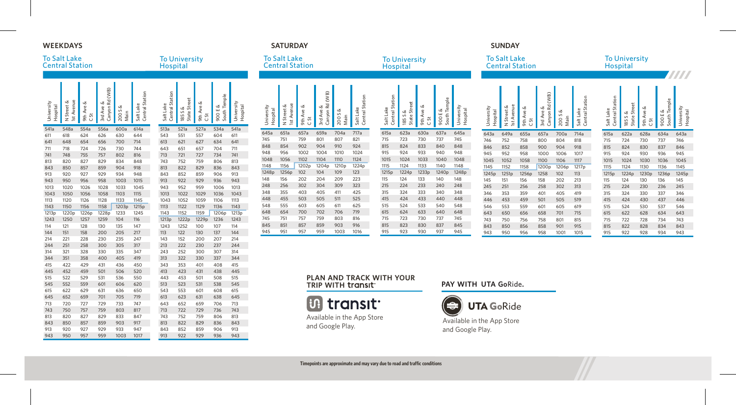## WEEKDAYS

### To Salt Lake Central Station

| University Hospital | N Street & 1st Avenue | 9th Ave & C St | 3rd Ave & Canyon Rd (WB) | 200 S & Main | Salt Lake Central Station |
|---|---|---|---|---|---|
| 541a | 548a | 554a | 556a | 600a | 614a |
| 611 | 618 | 624 | 626 | 630 | 644 |
| 641 | 648 | 654 | 656 | 700 | 714 |
| 711 | 718 | 724 | 726 | 730 | 744 |
| 741 | 748 | 755 | 757 | 802 | 816 |
| 813 | 820 | 827 | 829 | 834 | 848 |
| 843 | 850 | 857 | 859 | 904 | 918 |
| 913 | 920 | 927 | 929 | 934 | 948 |
| 943 | 950 | 956 | 958 | 1003 | 1015 |
| 1013 | 1020 | 1026 | 1028 | 1033 | 1045 |
| 1043 | 1050 | 1056 | 1058 | 1103 | 1115 |
| 1113 | 1120 | 1126 | 1128 | 1133 | 1145 |
| 1143 | 1150 | 1156 | 1158 | 1203p | 1215p |
| 1213p | 1220p | 1226p | 1228p | 1233 | 1245 |
| 1243 | 1250 | 1257 | 1259 | 104 | 116 |
| 114 | 121 | 128 | 130 | 135 | 147 |
| 144 | 151 | 158 | 200 | 205 | 217 |
| 214 | 221 | 228 | 230 | 235 | 247 |
| 244 | 251 | 258 | 300 | 305 | 317 |
| 314 | 321 | 328 | 330 | 335 | 347 |
| 344 | 351 | 358 | 400 | 405 | 419 |
| 415 | 422 | 429 | 431 | 436 | 450 |
| 445 | 452 | 459 | 501 | 506 | 520 |
| 515 | 522 | 529 | 531 | 536 | 550 |
| 545 | 552 | 559 | 601 | 606 | 620 |
| 615 | 622 | 629 | 631 | 636 | 650 |
| 645 | 652 | 659 | 701 | 705 | 719 |
| 713 | 720 | 727 | 729 | 733 | 747 |
| 743 | 750 | 757 | 759 | 803 | 817 |
| 813 | 820 | 827 | 829 | 833 | 847 |
| 843 | 850 | 857 | 859 | 903 | 917 |
| 913 | 920 | 927 | 929 | 933 | 947 |
| 943 | 950 | 957 | 959 | 1003 | 1017 |

### To University Hospital

| Salt Lake Central Station | 185 S & State Street | 9th Ave & C St | 900 E & South Temple | University Hospital |
|---|---|---|---|---|
| 513a | 521a | 527a | 534a | 541a |
| 543 | 551 | 557 | 604 | 611 |
| 613 | 621 | 627 | 634 | 641 |
| 643 | 651 | 657 | 704 | 711 |
| 713 | 721 | 727 | 734 | 741 |
| 743 | 752 | 759 | 806 | 813 |
| 813 | 822 | 829 | 836 | 843 |
| 843 | 852 | 859 | 906 | 913 |
| 913 | 922 | 929 | 936 | 943 |
| 943 | 952 | 959 | 1006 | 1013 |
| 1013 | 1022 | 1029 | 1036 | 1043 |
| 1043 | 1052 | 1059 | 1106 | 1113 |
| 1113 | 1122 | 1129 | 1136 | 1143 |
| 1143 | 1152 | 1159 | 1206p | 1213p |
| 1213p | 1222p | 1229p | 1236 | 1243 |
| 1243 | 1252 | 100 | 107 | 114 |
| 113 | 122 | 130 | 137 | 144 |
| 143 | 152 | 200 | 207 | 214 |
| 213 | 222 | 230 | 237 | 244 |
| 243 | 252 | 300 | 307 | 314 |
| 313 | 322 | 330 | 337 | 344 |
| 343 | 353 | 401 | 408 | 415 |
| 413 | 423 | 431 | 438 | 445 |
| 443 | 453 | 501 | 508 | 515 |
| 513 | 523 | 531 | 538 | 545 |
| 543 | 553 | 601 | 608 | 615 |
| 613 | 623 | 631 | 638 | 645 |
| 643 | 652 | 659 | 706 | 713 |
| 713 | 722 | 729 | 736 | 743 |
| 743 | 752 | 759 | 806 | 813 |
| 813 | 822 | 829 | 836 | 843 |
| 843 | 852 | 859 | 906 | 913 |
| 913 | 922 | 929 | 936 | 943 |

## SATURDAY

### To Salt Lake Central Station

| University Hospital | N Street & 1st Avenue | 9th Ave & C St | 3rd Ave & Canyon Rd (WB) | 200 S & Main | Salt Lake Central Station |
|---|---|---|---|---|---|
| 645a | 651a | 657a | 659a | 704a | 717a |
| 745 | 751 | 759 | 801 | 807 | 821 |
| 848 | 854 | 902 | 904 | 910 | 924 |
| 948 | 956 | 1002 | 1004 | 1010 | 1024 |
| 1048 | 1056 | 1102 | 1104 | 1110 | 1124 |
| 1148 | 1156 | 1202p | 1204p | 1210p | 1224p |
| 1248p | 1256p | 102 | 104 | 109 | 123 |
| 148 | 156 | 202 | 204 | 209 | 223 |
| 248 | 256 | 302 | 304 | 309 | 323 |
| 348 | 355 | 403 | 405 | 411 | 425 |
| 448 | 455 | 503 | 505 | 511 | 525 |
| 548 | 555 | 603 | 605 | 611 | 625 |
| 648 | 654 | 700 | 702 | 706 | 719 |
| 745 | 751 | 757 | 759 | 803 | 816 |
| 845 | 851 | 857 | 859 | 903 | 916 |
| 945 | 951 | 957 | 959 | 1003 | 1016 |

### To University Hospital

| Salt Lake Central Station | 185 S & State Street | 9th Ave & C St | 900 E & South Temple | University Hospital |
|---|---|---|---|---|
| 615a | 623a | 630a | 637a | 645a |
| 715 | 723 | 730 | 737 | 745 |
| 815 | 824 | 833 | 840 | 848 |
| 915 | 924 | 933 | 940 | 948 |
| 1015 | 1024 | 1033 | 1040 | 1048 |
| 1115 | 1124 | 1133 | 1140 | 1148 |
| 1215p | 1224p | 1233p | 1240p | 1248p |
| 115 | 124 | 133 | 140 | 148 |
| 215 | 224 | 233 | 240 | 248 |
| 315 | 324 | 333 | 340 | 348 |
| 415 | 424 | 433 | 440 | 448 |
| 515 | 524 | 533 | 540 | 548 |
| 615 | 624 | 633 | 640 | 648 |
| 715 | 723 | 730 | 737 | 745 |
| 815 | 823 | 830 | 837 | 845 |
| 915 | 923 | 930 | 937 | 945 |

## SUNDAY

### To Salt Lake Central Station

| University Hospital | N Street & 1st Avenue | 9th Ave & C St | 3rd Ave & Canyon Rd (WB) | 200 S & Main | Salt Lake Central Station |
|---|---|---|---|---|---|
| 643a | 649a | 655a | 657a | 700a | 714a |
| 746 | 752 | 758 | 800 | 804 | 818 |
| 846 | 852 | 858 | 900 | 904 | 918 |
| 945 | 952 | 958 | 1000 | 1006 | 1017 |
| 1045 | 1052 | 1058 | 1100 | 1106 | 1117 |
| 1145 | 1152 | 1158 | 1200p | 1206p | 1217p |
| 1245p | 1251p | 1256p | 1258 | 102 | 113 |
| 145 | 151 | 156 | 158 | 202 | 213 |
| 245 | 251 | 256 | 258 | 302 | 313 |
| 346 | 353 | 359 | 401 | 405 | 419 |
| 446 | 453 | 459 | 501 | 505 | 519 |
| 546 | 553 | 559 | 601 | 605 | 619 |
| 643 | 650 | 656 | 658 | 701 | 715 |
| 743 | 750 | 756 | 758 | 801 | 815 |
| 843 | 850 | 856 | 858 | 901 | 915 |
| 943 | 950 | 956 | 958 | 1001 | 1015 |

### To University Hospital

| Salt Lake Central Station | 185 S & State Street | 9th Ave & C St | 900 E & South Temple | University Hospital |
|---|---|---|---|---|
| 615a | 622a | 628a | 634a | 643a |
| 715 | 724 | 730 | 737 | 746 |
| 815 | 824 | 830 | 837 | 846 |
| 915 | 924 | 930 | 936 | 945 |
| 1015 | 1024 | 1030 | 1036 | 1045 |
| 1115 | 1124 | 1130 | 1136 | 1145 |
| 1215p | 1224p | 1230p | 1236p | 1245p |
| 115 | 124 | 130 | 136 | 145 |
| 215 | 224 | 230 | 236 | 245 |
| 315 | 324 | 330 | 337 | 346 |
| 415 | 424 | 430 | 437 | 446 |
| 515 | 524 | 530 | 537 | 546 |
| 615 | 622 | 628 | 634 | 643 |
| 715 | 722 | 728 | 734 | 743 |
| 815 | 822 | 828 | 834 | 843 |
| 915 | 922 | 928 | 934 | 943 |

**PLAN AND TRACK WITH YOUR TRIP WITH transit**

transit

Available in the App Store and Google Play.

**PAY WITH UTA GoRide.**

UTA GoRide

Available in the App Store and Google Play.

**Timepoints are approximate and may vary due to road and traffic conditions**